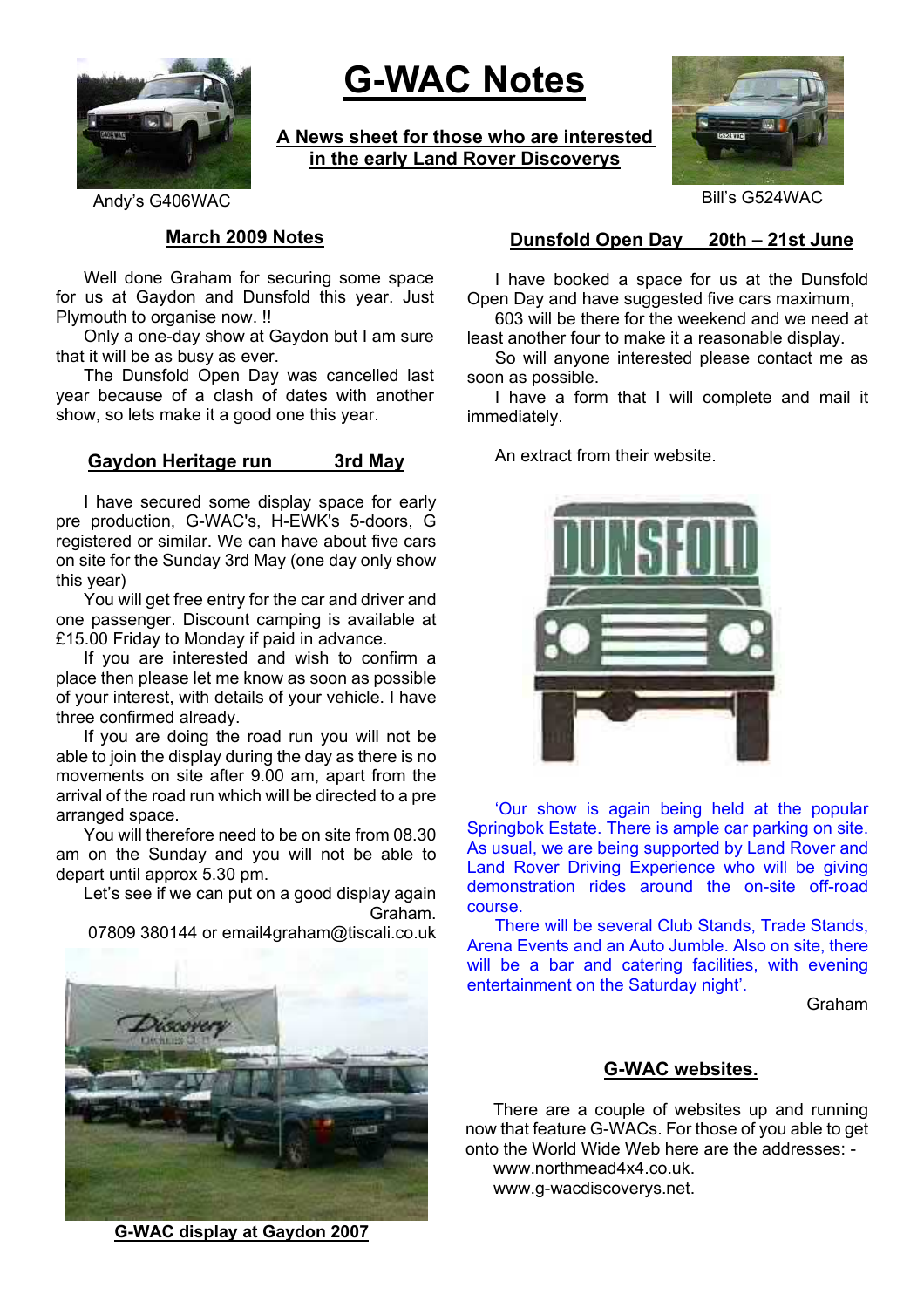Andy's G406WAC

# G-WAC Notes

**A News sheet for those who are interested in the early Land Rover Discoverys**

Bill's G524WAC

## March 2009 Notes

Well done Graham for securing some space for us at Gaydon and Dunsfold this year. Just Plymouth to organise now. !!

Only a one-day show at Gaydon but I am sure that it will be as busy as ever.

The Dunsfold Open Day was cancelled last year because of a clash of dates with another show, so lets make it a good one this year.

## Gaydon Heritage run 3rd May

I have secured some display space for early pre production, G-WAC's, H-EWK's 5-doors, G registered or similar. We can have about five cars on site for the Sunday 3rd May (one day only show this year)

You will get free entry for the car and driver and one passenger. Discount camping is available at £15.00 Friday to Monday if paid in advance.

If you are interested and wish to confirm a place then please let me know as soon as possible of your interest, with details of your vehicle. I have three confirmed already.

If you are doing the road run you will not be able to join the display during the day as there is no movements on site after 9.00 am, apart from the arrival of the road run which will be directed to a pre arranged space.

You will therefore need to be on site from 08.30 am on the Sunday and you will not be able to depart until approx 5.30 pm.

Let's see if we can put on a good display again

Graham.

07809 380144 or email4graham@tiscali.co.uk

**G-WAC display at Gaydon 2007**

## Dunsfold Open Day 20th – 21st June

I have booked a space for us at the Dunsfold Open Day and have suggested five cars maximum,

603 will be there for the weekend and we need at least another four to make it a reasonable display.

So will anyone interested please contact me as soon as possible.

I have a form that I will complete and mail it immediately.

An extract from their website.

'Our show is again being held at the popular Springbok Estate. There is ample car parking on site. As usual, we are being supported by Land Rover and Land Rover Driving Experience who will be giving demonstration rides around the on-site off-road course.

There will be several Club Stands, Trade Stands, Arena Events and an Auto Jumble. Also on site, there will be a bar and catering facilities, with evening entertainment on the Saturday night'.

Graham

## G-WAC websites.

There are a couple of websites up and running now that feature G-WACs. For those of you able to get onto the World Wide Web here are the addresses: -

www.northmead4x4.co.uk.

www.g-wacdiscoverys.net.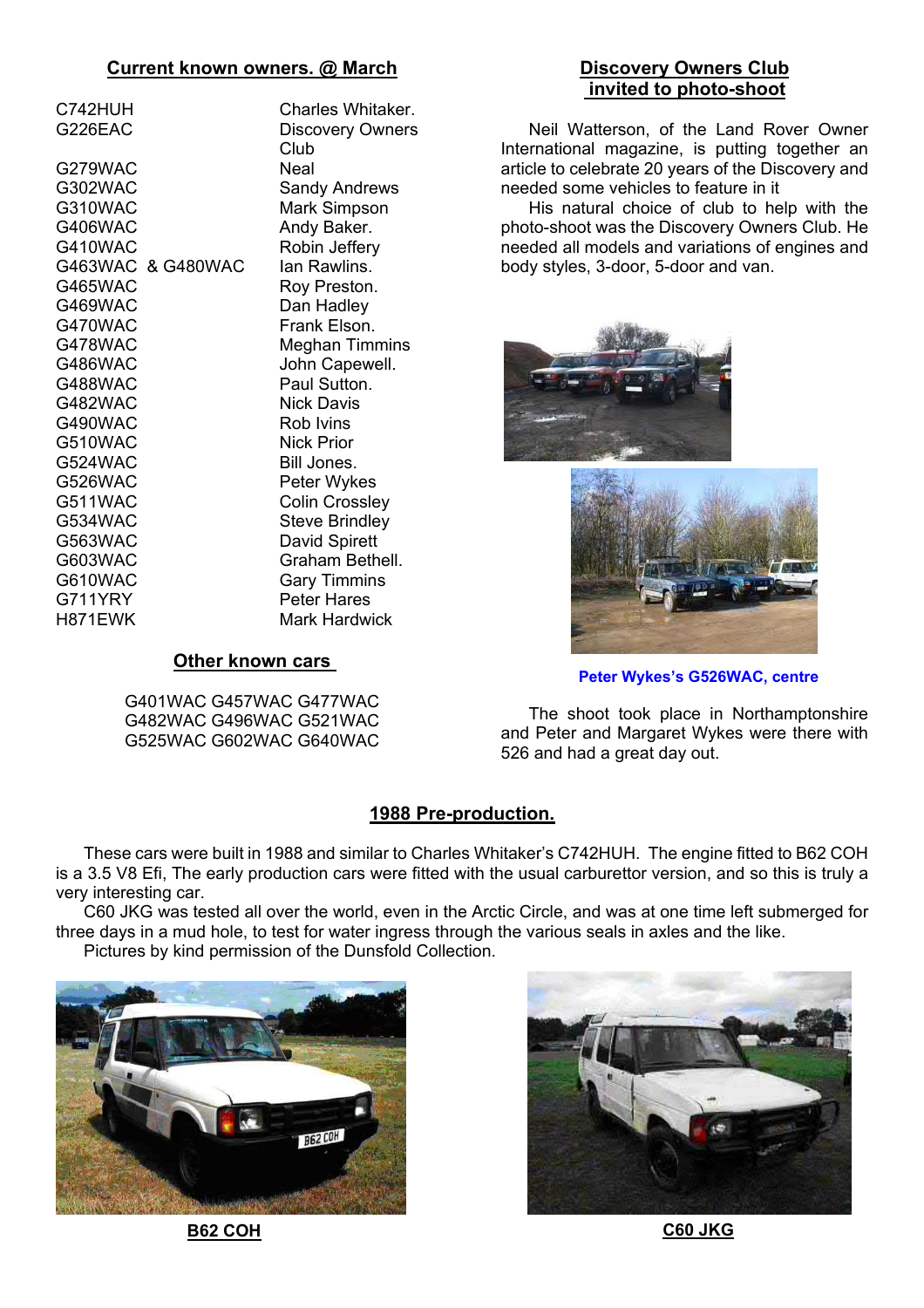## Current known owners. @ March

| | |
|---|---|
| C742HUH | Charles Whitaker. |
| G226EAC | Discovery Owners Club |
| G279WAC | Neal |
| G302WAC | Sandy Andrews |
| G310WAC | Mark Simpson |
| G406WAC | Andy Baker. |
| G410WAC | Robin Jeffery |
| G463WAC & G480WAC | Ian Rawlins. |
| G465WAC | Roy Preston. |
| G469WAC | Dan Hadley |
| G470WAC | Frank Elson. |
| G478WAC | Meghan Timmins |
| G486WAC | John Capewell. |
| G488WAC | Paul Sutton. |
| G482WAC | Nick Davis |
| G490WAC | Rob Ivins |
| G510WAC | Nick Prior |
| G524WAC | Bill Jones. |
| G526WAC | Peter Wykes |
| G511WAC | Colin Crossley |
| G534WAC | Steve Brindley |
| G563WAC | David Spirett |
| G603WAC | Graham Bethell. |
| G610WAC | Gary Timmins |
| G711YRY | Peter Hares |
| H871EWK | Mark Hardwick |

## Other known cars

G401WAC G457WAC G477WAC
G482WAC G496WAC G521WAC
G525WAC G602WAC G640WAC

## Discovery Owners Club invited to photo-shoot

Neil Watterson, of the Land Rover Owner International magazine, is putting together an article to celebrate 20 years of the Discovery and needed some vehicles to feature in it

His natural choice of club to help with the photo-shoot was the Discovery Owners Club. He needed all models and variations of engines and body styles, 3-door, 5-door and van.

Peter Wykes's G526WAC, centre

The shoot took place in Northamptonshire and Peter and Margaret Wykes were there with 526 and had a great day out.

## 1988 Pre-production.

These cars were built in 1988 and similar to Charles Whitaker's C742HUH. The engine fitted to B62 COH is a 3.5 V8 Efi, The early production cars were fitted with the usual carburettor version, and so this is truly a very interesting car.

C60 JKG was tested all over the world, even in the Arctic Circle, and was at one time left submerged for three days in a mud hole, to test for water ingress through the various seals in axles and the like.

Pictures by kind permission of the Dunsfold Collection.

**B62 COH**

**C60 JKG**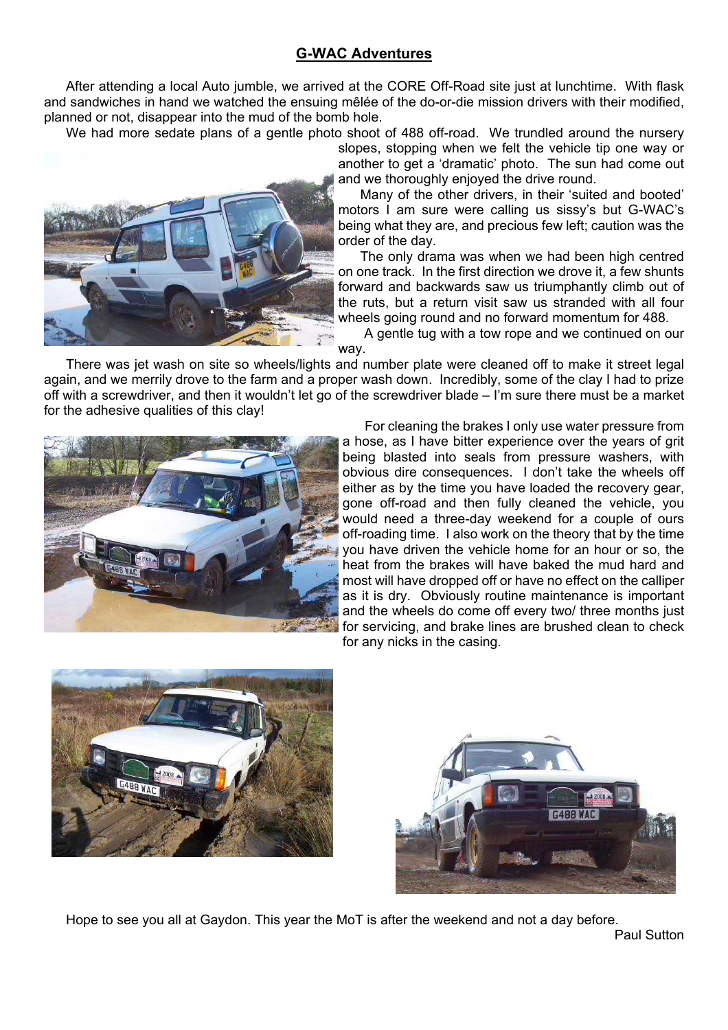## G-WAC Adventures

After attending a local Auto jumble, we arrived at the CORE Off-Road site just at lunchtime. With flask and sandwiches in hand we watched the ensuing mêlée of the do-or-die mission drivers with their modified, planned or not, disappear into the mud of the bomb hole.

We had more sedate plans of a gentle photo shoot of 488 off-road. We trundled around the nursery slopes, stopping when we felt the vehicle tip one way or another to get a 'dramatic' photo. The sun had come out and we thoroughly enjoyed the drive round.

Many of the other drivers, in their 'suited and booted' motors I am sure were calling us sissy's but G-WAC's being what they are, and precious few left; caution was the order of the day.

The only drama was when we had been high centred on one track. In the first direction we drove it, a few shunts forward and backwards saw us triumphantly climb out of the ruts, but a return visit saw us stranded with all four wheels going round and no forward momentum for 488.

A gentle tug with a tow rope and we continued on our way.

There was jet wash on site so wheels/lights and number plate were cleaned off to make it street legal again, and we merrily drove to the farm and a proper wash down. Incredibly, some of the clay I had to prize off with a screwdriver, and then it wouldn't let go of the screwdriver blade – I'm sure there must be a market for the adhesive qualities of this clay!

For cleaning the brakes I only use water pressure from a hose, as I have bitter experience over the years of grit being blasted into seals from pressure washers, with obvious dire consequences. I don't take the wheels off either as by the time you have loaded the recovery gear, gone off-road and then fully cleaned the vehicle, you would need a three-day weekend for a couple of ours off-roading time. I also work on the theory that by the time you have driven the vehicle home for an hour or so, the heat from the brakes will have baked the mud hard and most will have dropped off or have no effect on the calliper as it is dry. Obviously routine maintenance is important and the wheels do come off every two/ three months just for servicing, and brake lines are brushed clean to check for any nicks in the casing.

Hope to see you all at Gaydon. This year the MoT is after the weekend and not a day before.

Paul Sutton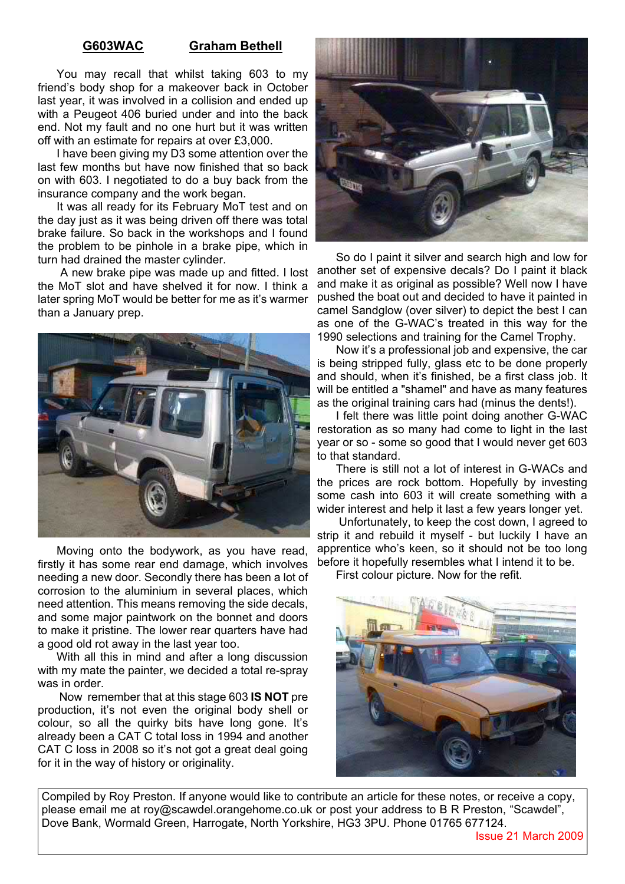## G603WAC Graham Bethell

You may recall that whilst taking 603 to my friend's body shop for a makeover back in October last year, it was involved in a collision and ended up with a Peugeot 406 buried under and into the back end. Not my fault and no one hurt but it was written off with an estimate for repairs at over £3,000.

I have been giving my D3 some attention over the last few months but have now finished that so back on with 603. I negotiated to do a buy back from the insurance company and the work began.

It was all ready for its February MoT test and on the day just as it was being driven off there was total brake failure. So back in the workshops and I found the problem to be pinhole in a brake pipe, which in turn had drained the master cylinder.

A new brake pipe was made up and fitted. I lost the MoT slot and have shelved it for now. I think a later spring MoT would be better for me as it's warmer than a January prep.

Moving onto the bodywork, as you have read, firstly it has some rear end damage, which involves needing a new door. Secondly there has been a lot of corrosion to the aluminium in several places, which need attention. This means removing the side decals, and some major paintwork on the bonnet and doors to make it pristine. The lower rear quarters have had a good old rot away in the last year too.

With all this in mind and after a long discussion with my mate the painter, we decided a total re-spray was in order.

Now remember that at this stage 603 **IS NOT** pre production, it's not even the original body shell or colour, so all the quirky bits have long gone. It's already been a CAT C total loss in 1994 and another CAT C loss in 2008 so it's not got a great deal going for it in the way of history or originality.

So do I paint it silver and search high and low for another set of expensive decals? Do I paint it black and make it as original as possible? Well now I have pushed the boat out and decided to have it painted in camel Sandglow (over silver) to depict the best I can as one of the G-WAC's treated in this way for the 1990 selections and training for the Camel Trophy.

Now it's a professional job and expensive, the car is being stripped fully, glass etc to be done properly and should, when it's finished, be a first class job. It will be entitled a "shamel" and have as many features as the original training cars had (minus the dents!).

I felt there was little point doing another G-WAC restoration as so many had come to light in the last year or so - some so good that I would never get 603 to that standard.

There is still not a lot of interest in G-WACs and the prices are rock bottom. Hopefully by investing some cash into 603 it will create something with a wider interest and help it last a few years longer yet.

Unfortunately, to keep the cost down, I agreed to strip it and rebuild it myself - but luckily I have an apprentice who's keen, so it should not be too long before it hopefully resembles what I intend it to be.

First colour picture. Now for the refit.

Compiled by Roy Preston. If anyone would like to contribute an article for these notes, or receive a copy, please email me at roy@scawdel.orangehome.co.uk or post your address to B R Preston, "Scawdel", Dove Bank, Wormald Green, Harrogate, North Yorkshire, HG3 3PU. Phone 01765 677124.

Issue 21 March 2009